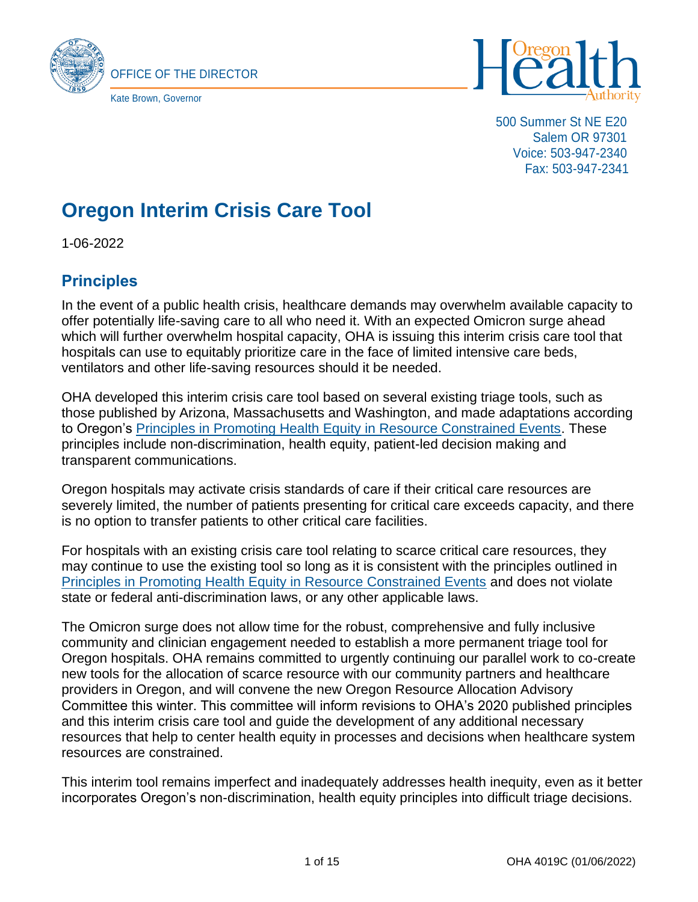OFFICE OF THE DIRECTOR

Kate Brown, Governor

500 Summer St NE E20
Salem OR 97301
Voice: 503-947-2340
Fax: 503-947-2341

# Oregon Interim Crisis Care Tool

1-06-2022

## Principles

In the event of a public health crisis, healthcare demands may overwhelm available capacity to offer potentially life-saving care to all who need it. With an expected Omicron surge ahead which will further overwhelm hospital capacity, OHA is issuing this interim crisis care tool that hospitals can use to equitably prioritize care in the face of limited intensive care beds, ventilators and other life-saving resources should it be needed.

OHA developed this interim crisis care tool based on several existing triage tools, such as those published by Arizona, Massachusetts and Washington, and made adaptations according to Oregon's Principles in Promoting Health Equity in Resource Constrained Events. These principles include non-discrimination, health equity, patient-led decision making and transparent communications.

Oregon hospitals may activate crisis standards of care if their critical care resources are severely limited, the number of patients presenting for critical care exceeds capacity, and there is no option to transfer patients to other critical care facilities.

For hospitals with an existing crisis care tool relating to scarce critical care resources, they may continue to use the existing tool so long as it is consistent with the principles outlined in Principles in Promoting Health Equity in Resource Constrained Events and does not violate state or federal anti-discrimination laws, or any other applicable laws.

The Omicron surge does not allow time for the robust, comprehensive and fully inclusive community and clinician engagement needed to establish a more permanent triage tool for Oregon hospitals. OHA remains committed to urgently continuing our parallel work to co-create new tools for the allocation of scarce resource with our community partners and healthcare providers in Oregon, and will convene the new Oregon Resource Allocation Advisory Committee this winter. This committee will inform revisions to OHA's 2020 published principles and this interim crisis care tool and guide the development of any additional necessary resources that help to center health equity in processes and decisions when healthcare system resources are constrained.

This interim tool remains imperfect and inadequately addresses health inequity, even as it better incorporates Oregon's non-discrimination, health equity principles into difficult triage decisions.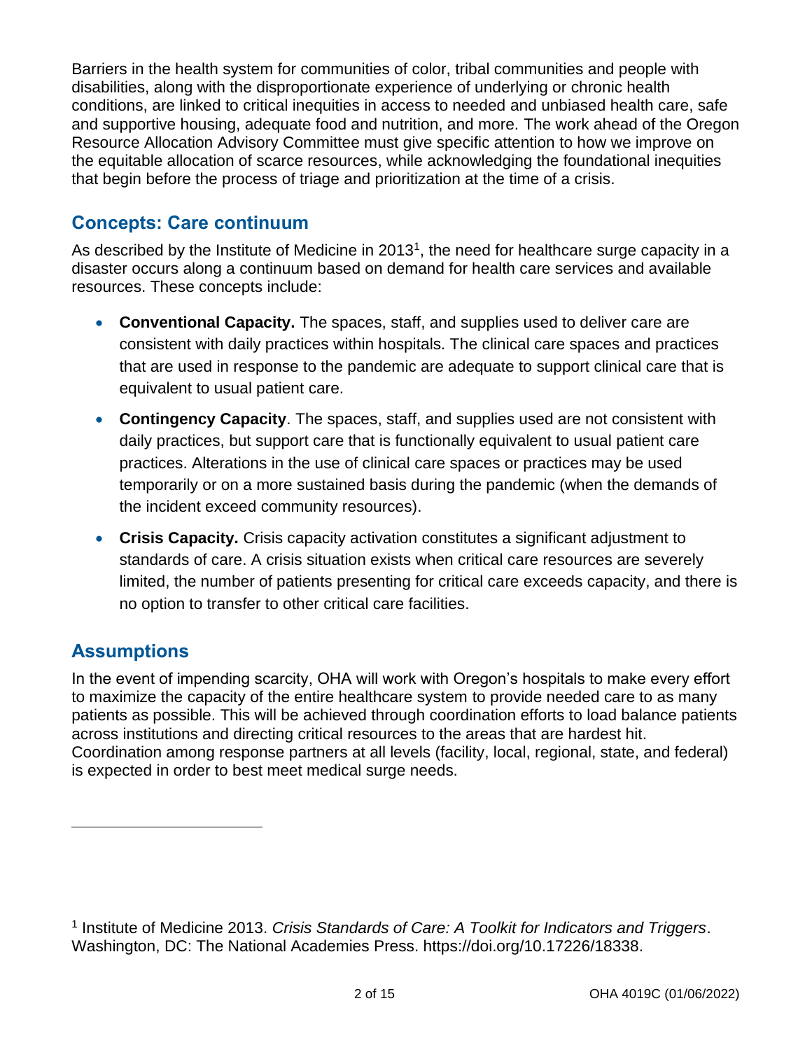Barriers in the health system for communities of color, tribal communities and people with disabilities, along with the disproportionate experience of underlying or chronic health conditions, are linked to critical inequities in access to needed and unbiased health care, safe and supportive housing, adequate food and nutrition, and more. The work ahead of the Oregon Resource Allocation Advisory Committee must give specific attention to how we improve on the equitable allocation of scarce resources, while acknowledging the foundational inequities that begin before the process of triage and prioritization at the time of a crisis.

## Concepts: Care continuum

As described by the Institute of Medicine in 2013[1], the need for healthcare surge capacity in a disaster occurs along a continuum based on demand for health care services and available resources. These concepts include:

- **Conventional Capacity.** The spaces, staff, and supplies used to deliver care are consistent with daily practices within hospitals. The clinical care spaces and practices that are used in response to the pandemic are adequate to support clinical care that is equivalent to usual patient care.
- **Contingency Capacity**. The spaces, staff, and supplies used are not consistent with daily practices, but support care that is functionally equivalent to usual patient care practices. Alterations in the use of clinical care spaces or practices may be used temporarily or on a more sustained basis during the pandemic (when the demands of the incident exceed community resources).
- **Crisis Capacity.** Crisis capacity activation constitutes a significant adjustment to standards of care. A crisis situation exists when critical care resources are severely limited, the number of patients presenting for critical care exceeds capacity, and there is no option to transfer to other critical care facilities.

## Assumptions

In the event of impending scarcity, OHA will work with Oregon's hospitals to make every effort to maximize the capacity of the entire healthcare system to provide needed care to as many patients as possible. This will be achieved through coordination efforts to load balance patients across institutions and directing critical resources to the areas that are hardest hit. Coordination among response partners at all levels (facility, local, regional, state, and federal) is expected in order to best meet medical surge needs.

---

[1] Institute of Medicine 2013. *Crisis Standards of Care: A Toolkit for Indicators and Triggers*. Washington, DC: The National Academies Press. https://doi.org/10.17226/18338.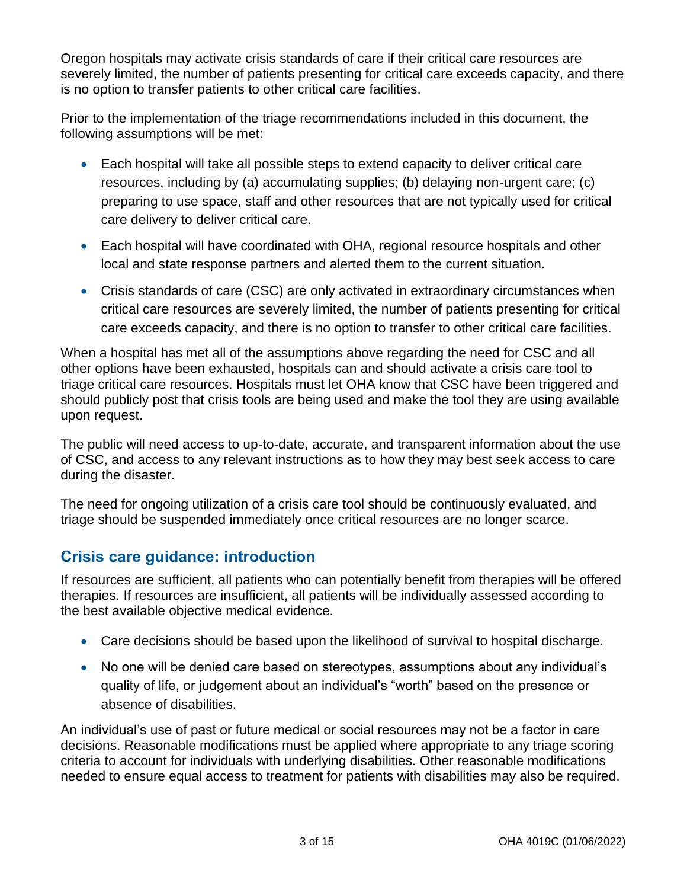Oregon hospitals may activate crisis standards of care if their critical care resources are severely limited, the number of patients presenting for critical care exceeds capacity, and there is no option to transfer patients to other critical care facilities.

Prior to the implementation of the triage recommendations included in this document, the following assumptions will be met:

- Each hospital will take all possible steps to extend capacity to deliver critical care resources, including by (a) accumulating supplies; (b) delaying non-urgent care; (c) preparing to use space, staff and other resources that are not typically used for critical care delivery to deliver critical care.
- Each hospital will have coordinated with OHA, regional resource hospitals and other local and state response partners and alerted them to the current situation.
- Crisis standards of care (CSC) are only activated in extraordinary circumstances when critical care resources are severely limited, the number of patients presenting for critical care exceeds capacity, and there is no option to transfer to other critical care facilities.

When a hospital has met all of the assumptions above regarding the need for CSC and all other options have been exhausted, hospitals can and should activate a crisis care tool to triage critical care resources. Hospitals must let OHA know that CSC have been triggered and should publicly post that crisis tools are being used and make the tool they are using available upon request.

The public will need access to up-to-date, accurate, and transparent information about the use of CSC, and access to any relevant instructions as to how they may best seek access to care during the disaster.

The need for ongoing utilization of a crisis care tool should be continuously evaluated, and triage should be suspended immediately once critical resources are no longer scarce.

## Crisis care guidance: introduction

If resources are sufficient, all patients who can potentially benefit from therapies will be offered therapies. If resources are insufficient, all patients will be individually assessed according to the best available objective medical evidence.

- Care decisions should be based upon the likelihood of survival to hospital discharge.
- No one will be denied care based on stereotypes, assumptions about any individual's quality of life, or judgement about an individual's "worth" based on the presence or absence of disabilities.

An individual's use of past or future medical or social resources may not be a factor in care decisions. Reasonable modifications must be applied where appropriate to any triage scoring criteria to account for individuals with underlying disabilities. Other reasonable modifications needed to ensure equal access to treatment for patients with disabilities may also be required.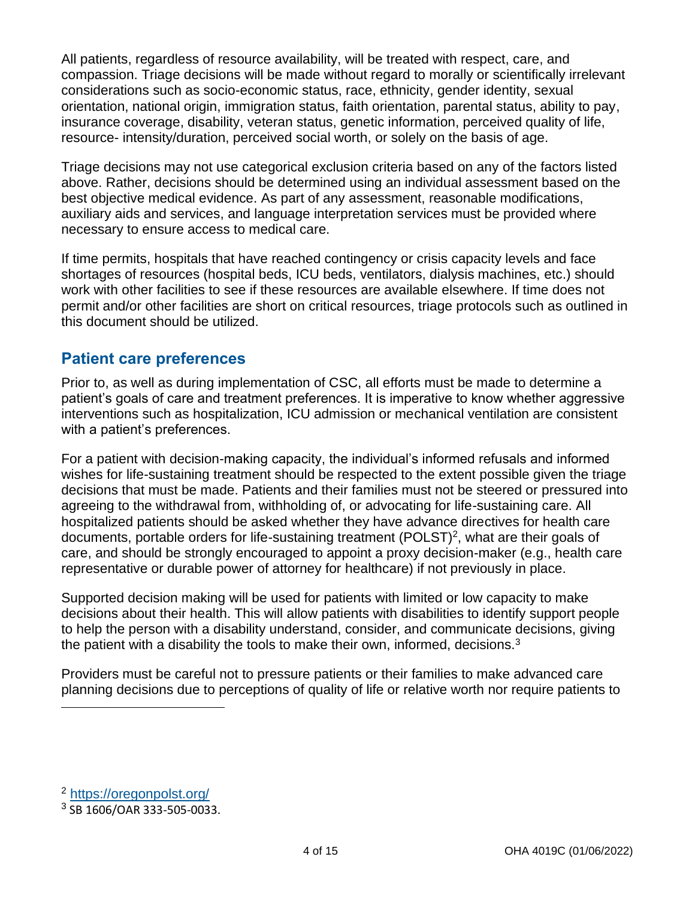All patients, regardless of resource availability, will be treated with respect, care, and compassion. Triage decisions will be made without regard to morally or scientifically irrelevant considerations such as socio-economic status, race, ethnicity, gender identity, sexual orientation, national origin, immigration status, faith orientation, parental status, ability to pay, insurance coverage, disability, veteran status, genetic information, perceived quality of life, resource- intensity/duration, perceived social worth, or solely on the basis of age.

Triage decisions may not use categorical exclusion criteria based on any of the factors listed above. Rather, decisions should be determined using an individual assessment based on the best objective medical evidence. As part of any assessment, reasonable modifications, auxiliary aids and services, and language interpretation services must be provided where necessary to ensure access to medical care.

If time permits, hospitals that have reached contingency or crisis capacity levels and face shortages of resources (hospital beds, ICU beds, ventilators, dialysis machines, etc.) should work with other facilities to see if these resources are available elsewhere. If time does not permit and/or other facilities are short on critical resources, triage protocols such as outlined in this document should be utilized.

## Patient care preferences

Prior to, as well as during implementation of CSC, all efforts must be made to determine a patient's goals of care and treatment preferences. It is imperative to know whether aggressive interventions such as hospitalization, ICU admission or mechanical ventilation are consistent with a patient's preferences.

For a patient with decision-making capacity, the individual's informed refusals and informed wishes for life-sustaining treatment should be respected to the extent possible given the triage decisions that must be made. Patients and their families must not be steered or pressured into agreeing to the withdrawal from, withholding of, or advocating for life-sustaining care. All hospitalized patients should be asked whether they have advance directives for health care documents, portable orders for life-sustaining treatment (POLST)[2], what are their goals of care, and should be strongly encouraged to appoint a proxy decision-maker (e.g., health care representative or durable power of attorney for healthcare) if not previously in place.

Supported decision making will be used for patients with limited or low capacity to make decisions about their health. This will allow patients with disabilities to identify support people to help the person with a disability understand, consider, and communicate decisions, giving the patient with a disability the tools to make their own, informed, decisions.[3]

Providers must be careful not to pressure patients or their families to make advanced care planning decisions due to perceptions of quality of life or relative worth nor require patients to

---

[2] https://oregonpolst.org/

[3] SB 1606/OAR 333-505-0033.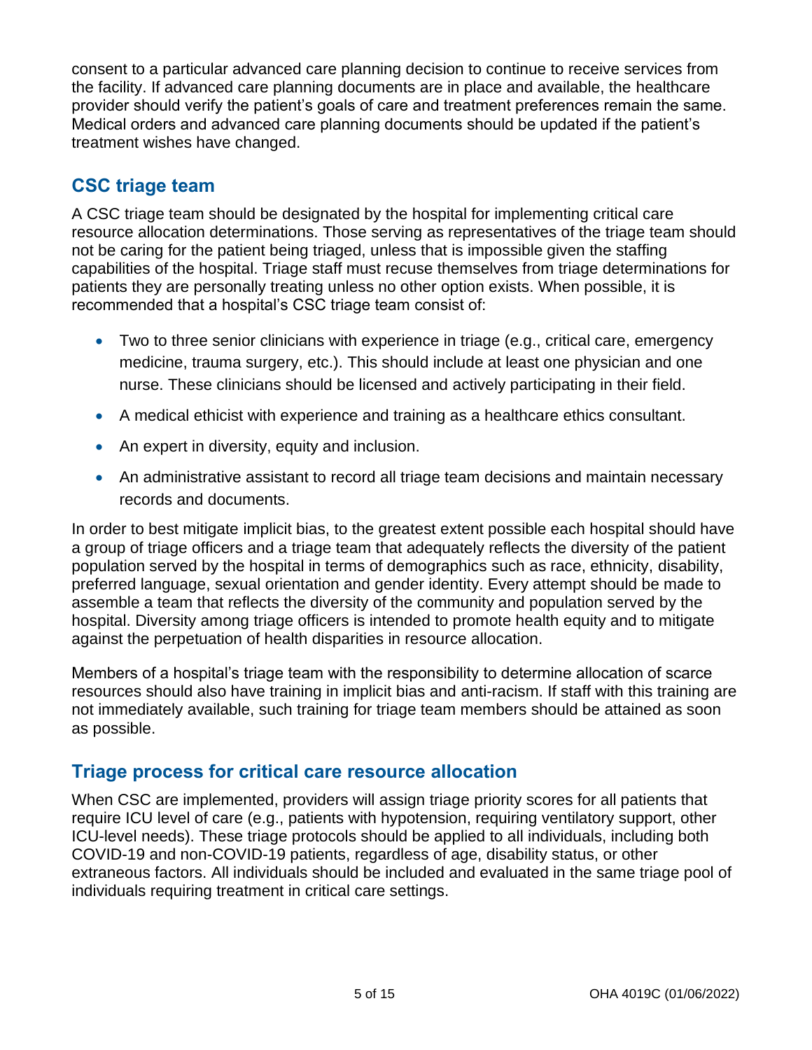consent to a particular advanced care planning decision to continue to receive services from the facility. If advanced care planning documents are in place and available, the healthcare provider should verify the patient's goals of care and treatment preferences remain the same. Medical orders and advanced care planning documents should be updated if the patient's treatment wishes have changed.

## CSC triage team

A CSC triage team should be designated by the hospital for implementing critical care resource allocation determinations. Those serving as representatives of the triage team should not be caring for the patient being triaged, unless that is impossible given the staffing capabilities of the hospital. Triage staff must recuse themselves from triage determinations for patients they are personally treating unless no other option exists. When possible, it is recommended that a hospital's CSC triage team consist of:

- Two to three senior clinicians with experience in triage (e.g., critical care, emergency medicine, trauma surgery, etc.). This should include at least one physician and one nurse. These clinicians should be licensed and actively participating in their field.
- A medical ethicist with experience and training as a healthcare ethics consultant.
- An expert in diversity, equity and inclusion.
- An administrative assistant to record all triage team decisions and maintain necessary records and documents.

In order to best mitigate implicit bias, to the greatest extent possible each hospital should have a group of triage officers and a triage team that adequately reflects the diversity of the patient population served by the hospital in terms of demographics such as race, ethnicity, disability, preferred language, sexual orientation and gender identity. Every attempt should be made to assemble a team that reflects the diversity of the community and population served by the hospital. Diversity among triage officers is intended to promote health equity and to mitigate against the perpetuation of health disparities in resource allocation.

Members of a hospital's triage team with the responsibility to determine allocation of scarce resources should also have training in implicit bias and anti-racism. If staff with this training are not immediately available, such training for triage team members should be attained as soon as possible.

## Triage process for critical care resource allocation

When CSC are implemented, providers will assign triage priority scores for all patients that require ICU level of care (e.g., patients with hypotension, requiring ventilatory support, other ICU-level needs). These triage protocols should be applied to all individuals, including both COVID-19 and non-COVID-19 patients, regardless of age, disability status, or other extraneous factors. All individuals should be included and evaluated in the same triage pool of individuals requiring treatment in critical care settings.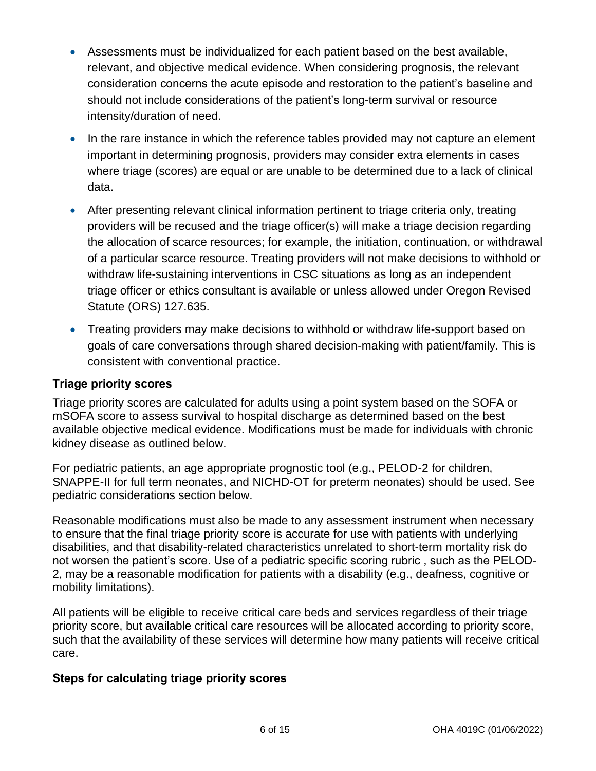- Assessments must be individualized for each patient based on the best available, relevant, and objective medical evidence. When considering prognosis, the relevant consideration concerns the acute episode and restoration to the patient's baseline and should not include considerations of the patient's long-term survival or resource intensity/duration of need.
- In the rare instance in which the reference tables provided may not capture an element important in determining prognosis, providers may consider extra elements in cases where triage (scores) are equal or are unable to be determined due to a lack of clinical data.
- After presenting relevant clinical information pertinent to triage criteria only, treating providers will be recused and the triage officer(s) will make a triage decision regarding the allocation of scarce resources; for example, the initiation, continuation, or withdrawal of a particular scarce resource. Treating providers will not make decisions to withhold or withdraw life-sustaining interventions in CSC situations as long as an independent triage officer or ethics consultant is available or unless allowed under Oregon Revised Statute (ORS) 127.635.
- Treating providers may make decisions to withhold or withdraw life-support based on goals of care conversations through shared decision-making with patient/family. This is consistent with conventional practice.

### Triage priority scores

Triage priority scores are calculated for adults using a point system based on the SOFA or mSOFA score to assess survival to hospital discharge as determined based on the best available objective medical evidence. Modifications must be made for individuals with chronic kidney disease as outlined below.

For pediatric patients, an age appropriate prognostic tool (e.g., PELOD-2 for children, SNAPPE-II for full term neonates, and NICHD-OT for preterm neonates) should be used. See pediatric considerations section below.

Reasonable modifications must also be made to any assessment instrument when necessary to ensure that the final triage priority score is accurate for use with patients with underlying disabilities, and that disability-related characteristics unrelated to short-term mortality risk do not worsen the patient's score. Use of a pediatric specific scoring rubric , such as the PELOD-2, may be a reasonable modification for patients with a disability (e.g., deafness, cognitive or mobility limitations).

All patients will be eligible to receive critical care beds and services regardless of their triage priority score, but available critical care resources will be allocated according to priority score, such that the availability of these services will determine how many patients will receive critical care.

### Steps for calculating triage priority scores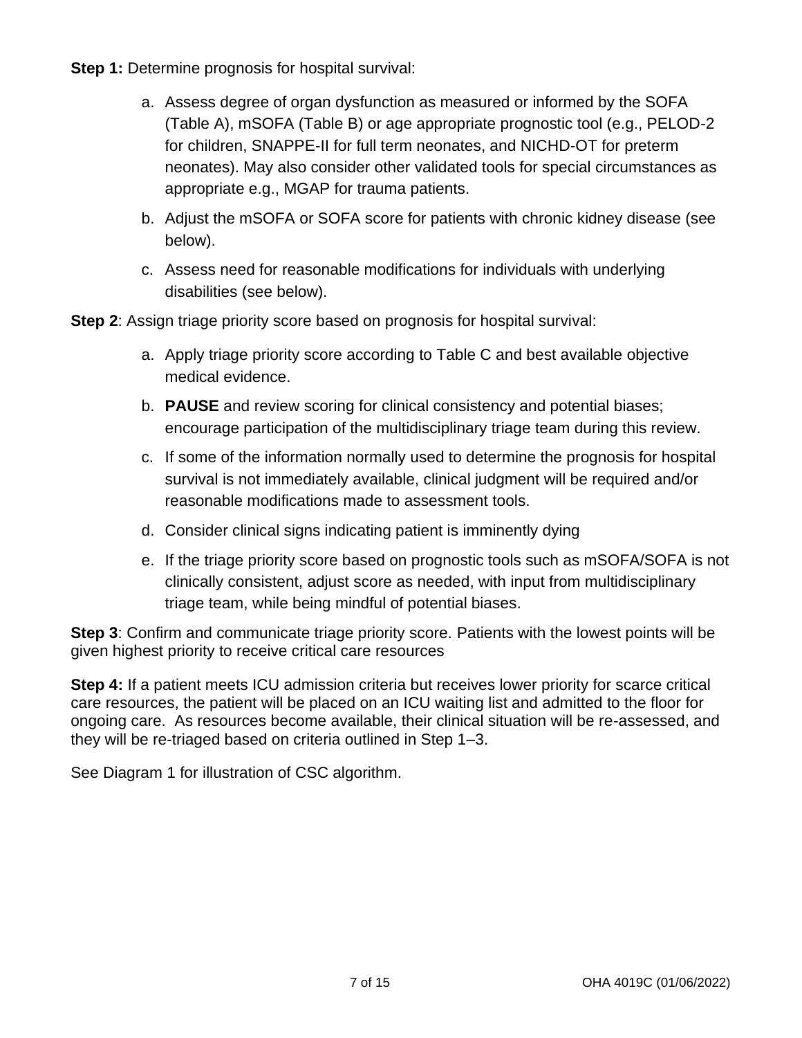**Step 1:** Determine prognosis for hospital survival:

a. Assess degree of organ dysfunction as measured or informed by the SOFA (Table A), mSOFA (Table B) or age appropriate prognostic tool (e.g., PELOD-2 for children, SNAPPE-II for full term neonates, and NICHD-OT for preterm neonates). May also consider other validated tools for special circumstances as appropriate e.g., MGAP for trauma patients.

b. Adjust the mSOFA or SOFA score for patients with chronic kidney disease (see below).

c. Assess need for reasonable modifications for individuals with underlying disabilities (see below).

**Step 2**: Assign triage priority score based on prognosis for hospital survival:

a. Apply triage priority score according to Table C and best available objective medical evidence.

b. **PAUSE** and review scoring for clinical consistency and potential biases; encourage participation of the multidisciplinary triage team during this review.

c. If some of the information normally used to determine the prognosis for hospital survival is not immediately available, clinical judgment will be required and/or reasonable modifications made to assessment tools.

d. Consider clinical signs indicating patient is imminently dying

e. If the triage priority score based on prognostic tools such as mSOFA/SOFA is not clinically consistent, adjust score as needed, with input from multidisciplinary triage team, while being mindful of potential biases.

**Step 3**: Confirm and communicate triage priority score. Patients with the lowest points will be given highest priority to receive critical care resources

**Step 4:** If a patient meets ICU admission criteria but receives lower priority for scarce critical care resources, the patient will be placed on an ICU waiting list and admitted to the floor for ongoing care. As resources become available, their clinical situation will be re-assessed, and they will be re-triaged based on criteria outlined in Step 1–3.

See Diagram 1 for illustration of CSC algorithm.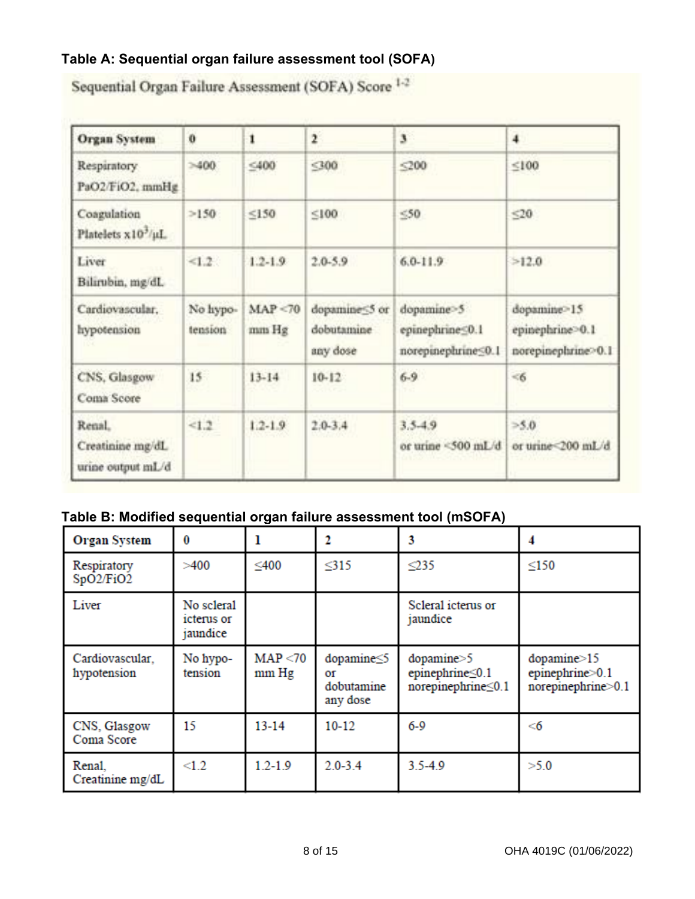### Table A: Sequential organ failure assessment tool (SOFA)

Sequential Organ Failure Assessment (SOFA) Score [1-2]

| Organ System | 0 | 1 | 2 | 3 | 4 |
|---|---|---|---|---|---|
| Respiratory PaO2/FiO2, mmHg | >400 | ≤400 | ≤300 | ≤200 | ≤100 |
| Coagulation Platelets x$10^3$/µL | >150 | ≤150 | ≤100 | ≤50 | ≤20 |
| Liver Bilirubin, mg/dL | <1.2 | 1.2-1.9 | 2.0-5.9 | 6.0-11.9 | >12.0 |
| Cardiovascular, hypotension | No hypo-tension | MAP <70 mm Hg | dopamine≤5 or dobutamine any dose | dopamine>5 epinephrine≤0.1 norepinephrine≤0.1 | dopamine>15 epinephrine>0.1 norepinephrine>0.1 |
| CNS, Glasgow Coma Score | 15 | 13-14 | 10-12 | 6-9 | <6 |
| Renal, Creatinine mg/dL urine output mL/d | <1.2 | 1.2-1.9 | 2.0-3.4 | 3.5-4.9 or urine <500 mL/d | >5.0 or urine<200 mL/d |

### Table B: Modified sequential organ failure assessment tool (mSOFA)

| Organ System | 0 | 1 | 2 | 3 | 4 |
|---|---|---|---|---|---|
| Respiratory SpO2/FiO2 | >400 | ≤400 | ≤315 | ≤235 | ≤150 |
| Liver | No scleral icterus or jaundice | | | Scleral icterus or jaundice | |
| Cardiovascular, hypotension | No hypo-tension | MAP <70 mm Hg | dopamine≤5 or dobutamine any dose | dopamine>5 epinephrine≤0.1 norepinephrine≤0.1 | dopamine>15 epinephrine>0.1 norepinephrine>0.1 |
| CNS, Glasgow Coma Score | 15 | 13-14 | 10-12 | 6-9 | <6 |
| Renal, Creatinine mg/dL | <1.2 | 1.2-1.9 | 2.0-3.4 | 3.5-4.9 | >5.0 |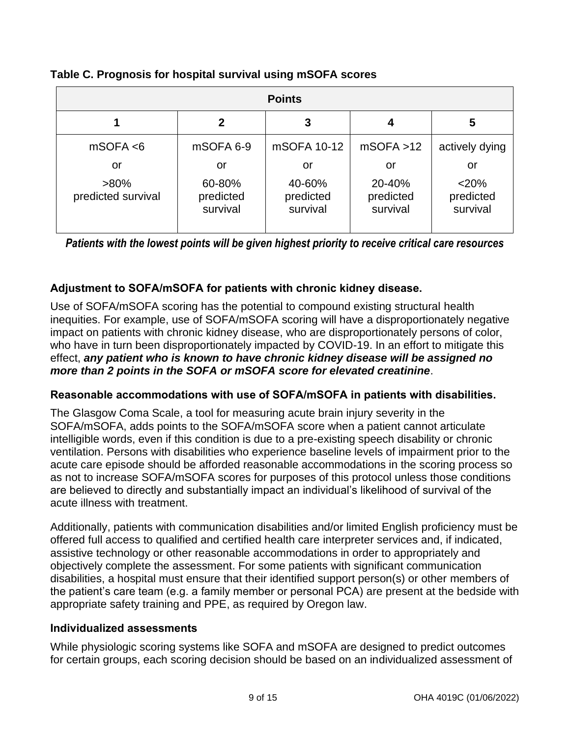**Table C. Prognosis for hospital survival using mSOFA scores**

| Points | | | | |
|---|---|---|---|---|
| **1** | **2** | **3** | **4** | **5** |
| mSOFA <6<br>or<br>>80% predicted survival | mSOFA 6-9<br>or<br>60-80% predicted survival | mSOFA 10-12<br>or<br>40-60% predicted survival | mSOFA >12<br>or<br>20-40% predicted survival | actively dying<br>or<br><20% predicted survival |

***Patients with the lowest points will be given highest priority to receive critical care resources***

### Adjustment to SOFA/mSOFA for patients with chronic kidney disease.

Use of SOFA/mSOFA scoring has the potential to compound existing structural health inequities. For example, use of SOFA/mSOFA scoring will have a disproportionately negative impact on patients with chronic kidney disease, who are disproportionately persons of color, who have in turn been disproportionately impacted by COVID-19. In an effort to mitigate this effect, ***any patient who is known to have chronic kidney disease will be assigned no more than 2 points in the SOFA or mSOFA score for elevated creatinine***.

### Reasonable accommodations with use of SOFA/mSOFA in patients with disabilities.

The Glasgow Coma Scale, a tool for measuring acute brain injury severity in the SOFA/mSOFA, adds points to the SOFA/mSOFA score when a patient cannot articulate intelligible words, even if this condition is due to a pre-existing speech disability or chronic ventilation. Persons with disabilities who experience baseline levels of impairment prior to the acute care episode should be afforded reasonable accommodations in the scoring process so as not to increase SOFA/mSOFA scores for purposes of this protocol unless those conditions are believed to directly and substantially impact an individual's likelihood of survival of the acute illness with treatment.

Additionally, patients with communication disabilities and/or limited English proficiency must be offered full access to qualified and certified health care interpreter services and, if indicated, assistive technology or other reasonable accommodations in order to appropriately and objectively complete the assessment. For some patients with significant communication disabilities, a hospital must ensure that their identified support person(s) or other members of the patient's care team (e.g. a family member or personal PCA) are present at the bedside with appropriate safety training and PPE, as required by Oregon law.

### Individualized assessments

While physiologic scoring systems like SOFA and mSOFA are designed to predict outcomes for certain groups, each scoring decision should be based on an individualized assessment of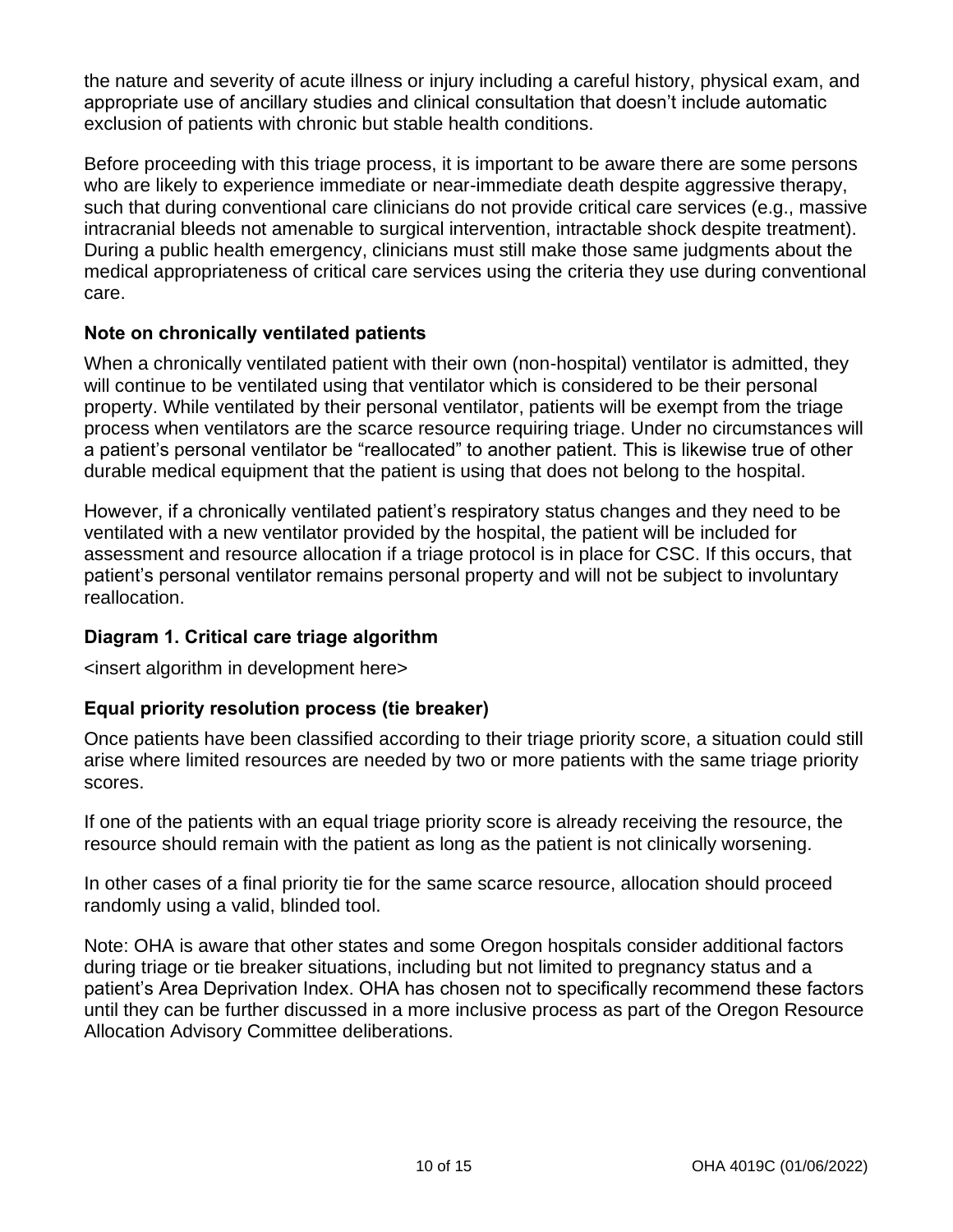the nature and severity of acute illness or injury including a careful history, physical exam, and appropriate use of ancillary studies and clinical consultation that doesn't include automatic exclusion of patients with chronic but stable health conditions.

Before proceeding with this triage process, it is important to be aware there are some persons who are likely to experience immediate or near-immediate death despite aggressive therapy, such that during conventional care clinicians do not provide critical care services (e.g., massive intracranial bleeds not amenable to surgical intervention, intractable shock despite treatment). During a public health emergency, clinicians must still make those same judgments about the medical appropriateness of critical care services using the criteria they use during conventional care.

### Note on chronically ventilated patients

When a chronically ventilated patient with their own (non-hospital) ventilator is admitted, they will continue to be ventilated using that ventilator which is considered to be their personal property. While ventilated by their personal ventilator, patients will be exempt from the triage process when ventilators are the scarce resource requiring triage. Under no circumstances will a patient's personal ventilator be "reallocated" to another patient. This is likewise true of other durable medical equipment that the patient is using that does not belong to the hospital.

However, if a chronically ventilated patient's respiratory status changes and they need to be ventilated with a new ventilator provided by the hospital, the patient will be included for assessment and resource allocation if a triage protocol is in place for CSC. If this occurs, that patient's personal ventilator remains personal property and will not be subject to involuntary reallocation.

### Diagram 1. Critical care triage algorithm

<insert algorithm in development here>

### Equal priority resolution process (tie breaker)

Once patients have been classified according to their triage priority score, a situation could still arise where limited resources are needed by two or more patients with the same triage priority scores.

If one of the patients with an equal triage priority score is already receiving the resource, the resource should remain with the patient as long as the patient is not clinically worsening.

In other cases of a final priority tie for the same scarce resource, allocation should proceed randomly using a valid, blinded tool.

Note: OHA is aware that other states and some Oregon hospitals consider additional factors during triage or tie breaker situations, including but not limited to pregnancy status and a patient's Area Deprivation Index. OHA has chosen not to specifically recommend these factors until they can be further discussed in a more inclusive process as part of the Oregon Resource Allocation Advisory Committee deliberations.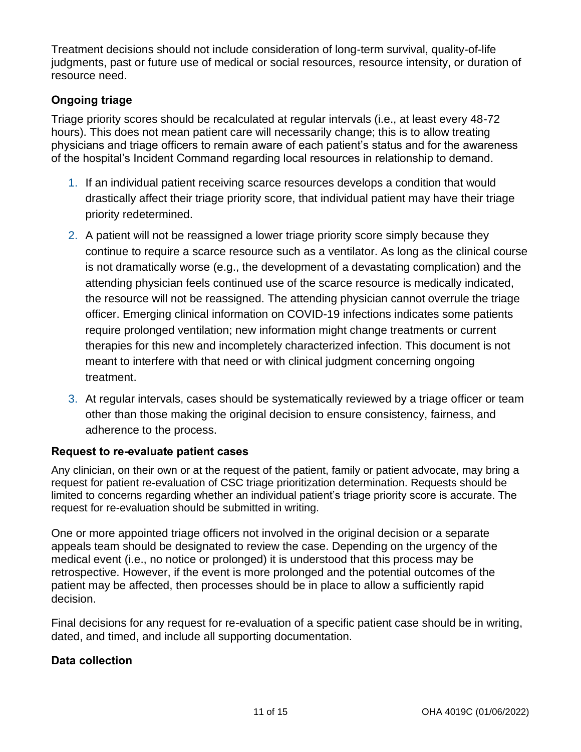Treatment decisions should not include consideration of long-term survival, quality-of-life judgments, past or future use of medical or social resources, resource intensity, or duration of resource need.

### Ongoing triage

Triage priority scores should be recalculated at regular intervals (i.e., at least every 48-72 hours). This does not mean patient care will necessarily change; this is to allow treating physicians and triage officers to remain aware of each patient's status and for the awareness of the hospital's Incident Command regarding local resources in relationship to demand.

1. If an individual patient receiving scarce resources develops a condition that would drastically affect their triage priority score, that individual patient may have their triage priority redetermined.
2. A patient will not be reassigned a lower triage priority score simply because they continue to require a scarce resource such as a ventilator. As long as the clinical course is not dramatically worse (e.g., the development of a devastating complication) and the attending physician feels continued use of the scarce resource is medically indicated, the resource will not be reassigned. The attending physician cannot overrule the triage officer. Emerging clinical information on COVID-19 infections indicates some patients require prolonged ventilation; new information might change treatments or current therapies for this new and incompletely characterized infection. This document is not meant to interfere with that need or with clinical judgment concerning ongoing treatment.
3. At regular intervals, cases should be systematically reviewed by a triage officer or team other than those making the original decision to ensure consistency, fairness, and adherence to the process.

### Request to re-evaluate patient cases

Any clinician, on their own or at the request of the patient, family or patient advocate, may bring a request for patient re-evaluation of CSC triage prioritization determination. Requests should be limited to concerns regarding whether an individual patient's triage priority score is accurate. The request for re-evaluation should be submitted in writing.

One or more appointed triage officers not involved in the original decision or a separate appeals team should be designated to review the case. Depending on the urgency of the medical event (i.e., no notice or prolonged) it is understood that this process may be retrospective. However, if the event is more prolonged and the potential outcomes of the patient may be affected, then processes should be in place to allow a sufficiently rapid decision.

Final decisions for any request for re-evaluation of a specific patient case should be in writing, dated, and timed, and include all supporting documentation.

### Data collection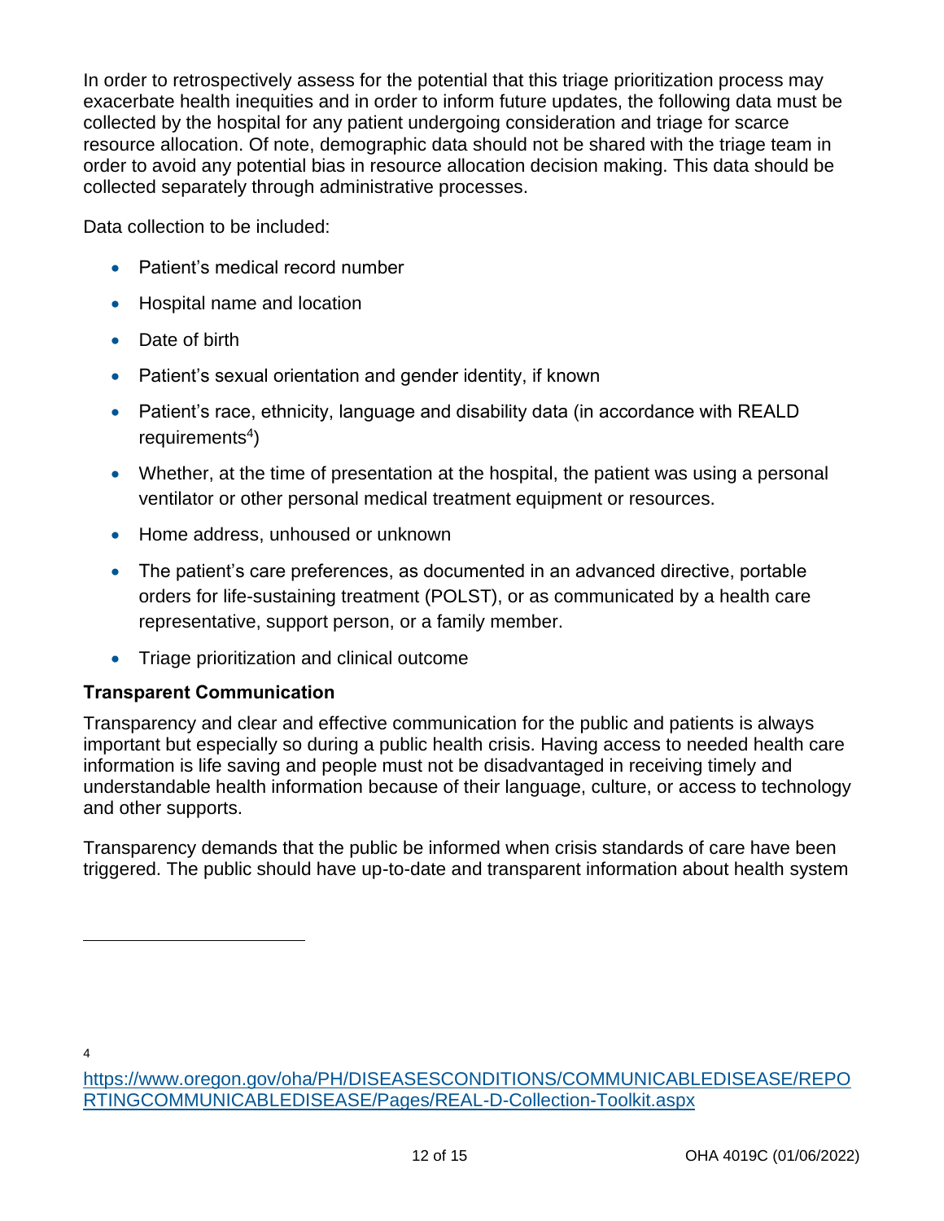In order to retrospectively assess for the potential that this triage prioritization process may exacerbate health inequities and in order to inform future updates, the following data must be collected by the hospital for any patient undergoing consideration and triage for scarce resource allocation. Of note, demographic data should not be shared with the triage team in order to avoid any potential bias in resource allocation decision making. This data should be collected separately through administrative processes.

Data collection to be included:

- Patient's medical record number
- Hospital name and location
- Date of birth
- Patient's sexual orientation and gender identity, if known
- Patient's race, ethnicity, language and disability data (in accordance with REALD requirements[4])
- Whether, at the time of presentation at the hospital, the patient was using a personal ventilator or other personal medical treatment equipment or resources.
- Home address, unhoused or unknown
- The patient's care preferences, as documented in an advanced directive, portable orders for life-sustaining treatment (POLST), or as communicated by a health care representative, support person, or a family member.
- Triage prioritization and clinical outcome

### Transparent Communication

Transparency and clear and effective communication for the public and patients is always important but especially so during a public health crisis. Having access to needed health care information is life saving and people must not be disadvantaged in receiving timely and understandable health information because of their language, culture, or access to technology and other supports.

Transparency demands that the public be informed when crisis standards of care have been triggered. The public should have up-to-date and transparent information about health system

---

[4] https://www.oregon.gov/oha/PH/DISEASESCONDITIONS/COMMUNICABLEDISEASE/REPORTINGCOMMUNICABLEDISEASE/Pages/REAL-D-Collection-Toolkit.aspx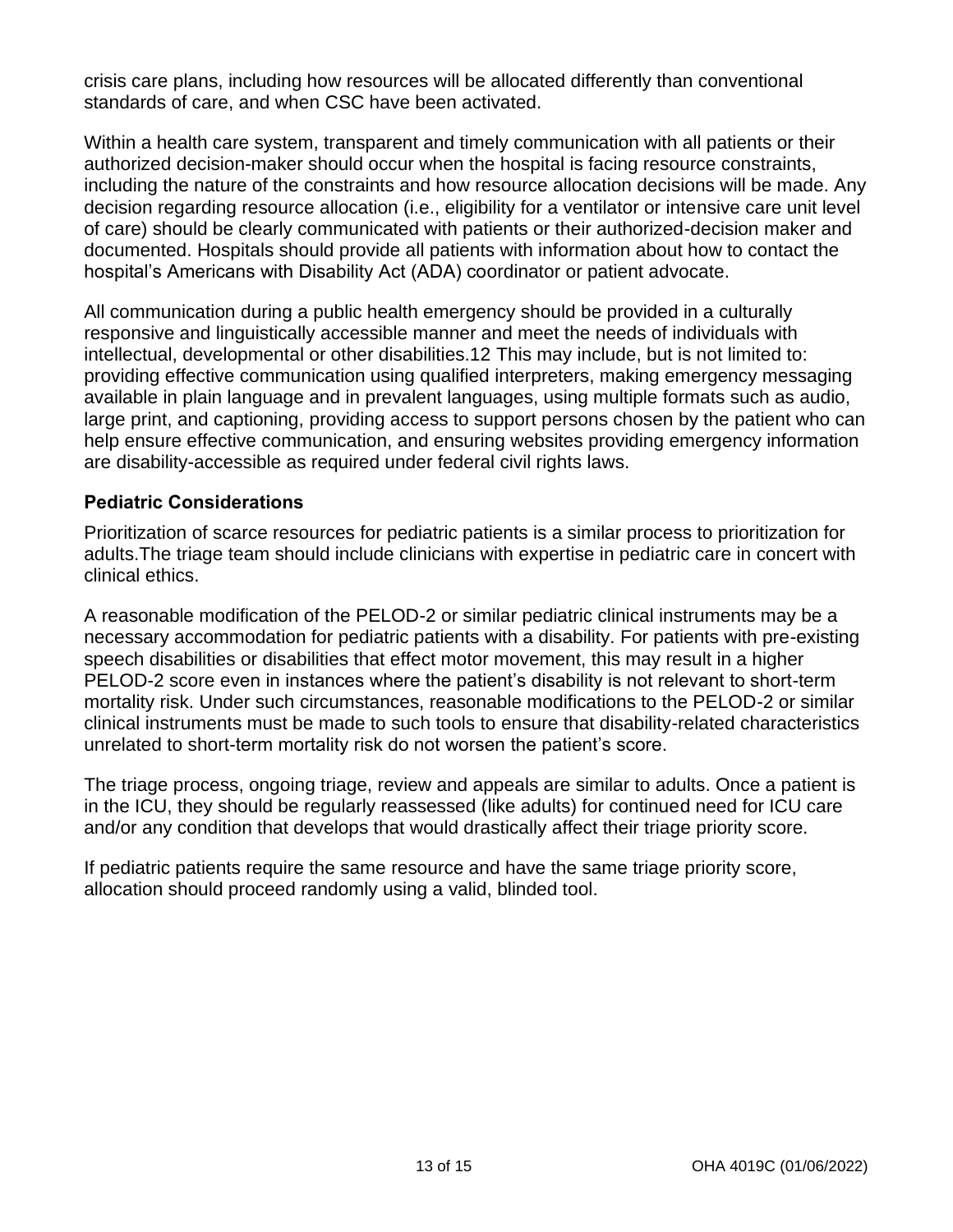crisis care plans, including how resources will be allocated differently than conventional standards of care, and when CSC have been activated.

Within a health care system, transparent and timely communication with all patients or their authorized decision-maker should occur when the hospital is facing resource constraints, including the nature of the constraints and how resource allocation decisions will be made. Any decision regarding resource allocation (i.e., eligibility for a ventilator or intensive care unit level of care) should be clearly communicated with patients or their authorized-decision maker and documented. Hospitals should provide all patients with information about how to contact the hospital's Americans with Disability Act (ADA) coordinator or patient advocate.

All communication during a public health emergency should be provided in a culturally responsive and linguistically accessible manner and meet the needs of individuals with intellectual, developmental or other disabilities.[12] This may include, but is not limited to: providing effective communication using qualified interpreters, making emergency messaging available in plain language and in prevalent languages, using multiple formats such as audio, large print, and captioning, providing access to support persons chosen by the patient who can help ensure effective communication, and ensuring websites providing emergency information are disability-accessible as required under federal civil rights laws.

### Pediatric Considerations

Prioritization of scarce resources for pediatric patients is a similar process to prioritization for adults.The triage team should include clinicians with expertise in pediatric care in concert with clinical ethics.

A reasonable modification of the PELOD-2 or similar pediatric clinical instruments may be a necessary accommodation for pediatric patients with a disability. For patients with pre-existing speech disabilities or disabilities that effect motor movement, this may result in a higher PELOD-2 score even in instances where the patient's disability is not relevant to short-term mortality risk. Under such circumstances, reasonable modifications to the PELOD-2 or similar clinical instruments must be made to such tools to ensure that disability-related characteristics unrelated to short-term mortality risk do not worsen the patient's score.

The triage process, ongoing triage, review and appeals are similar to adults. Once a patient is in the ICU, they should be regularly reassessed (like adults) for continued need for ICU care and/or any condition that develops that would drastically affect their triage priority score.

If pediatric patients require the same resource and have the same triage priority score, allocation should proceed randomly using a valid, blinded tool.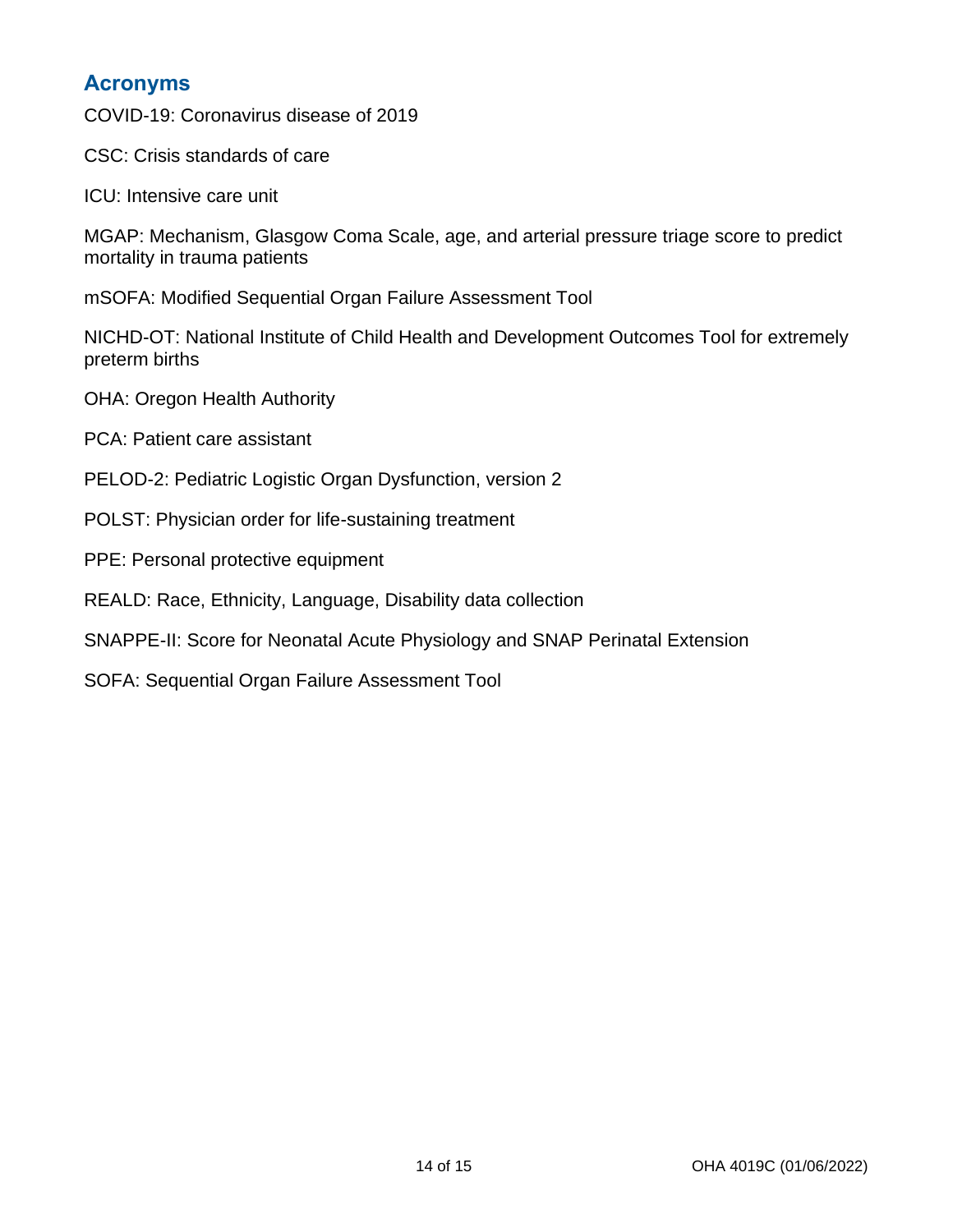## Acronyms

COVID-19: Coronavirus disease of 2019

CSC: Crisis standards of care

ICU: Intensive care unit

MGAP: Mechanism, Glasgow Coma Scale, age, and arterial pressure triage score to predict mortality in trauma patients

mSOFA: Modified Sequential Organ Failure Assessment Tool

NICHD-OT: National Institute of Child Health and Development Outcomes Tool for extremely preterm births

OHA: Oregon Health Authority

PCA: Patient care assistant

PELOD-2: Pediatric Logistic Organ Dysfunction, version 2

POLST: Physician order for life-sustaining treatment

PPE: Personal protective equipment

REALD: Race, Ethnicity, Language, Disability data collection

SNAPPE-II: Score for Neonatal Acute Physiology and SNAP Perinatal Extension

SOFA: Sequential Organ Failure Assessment Tool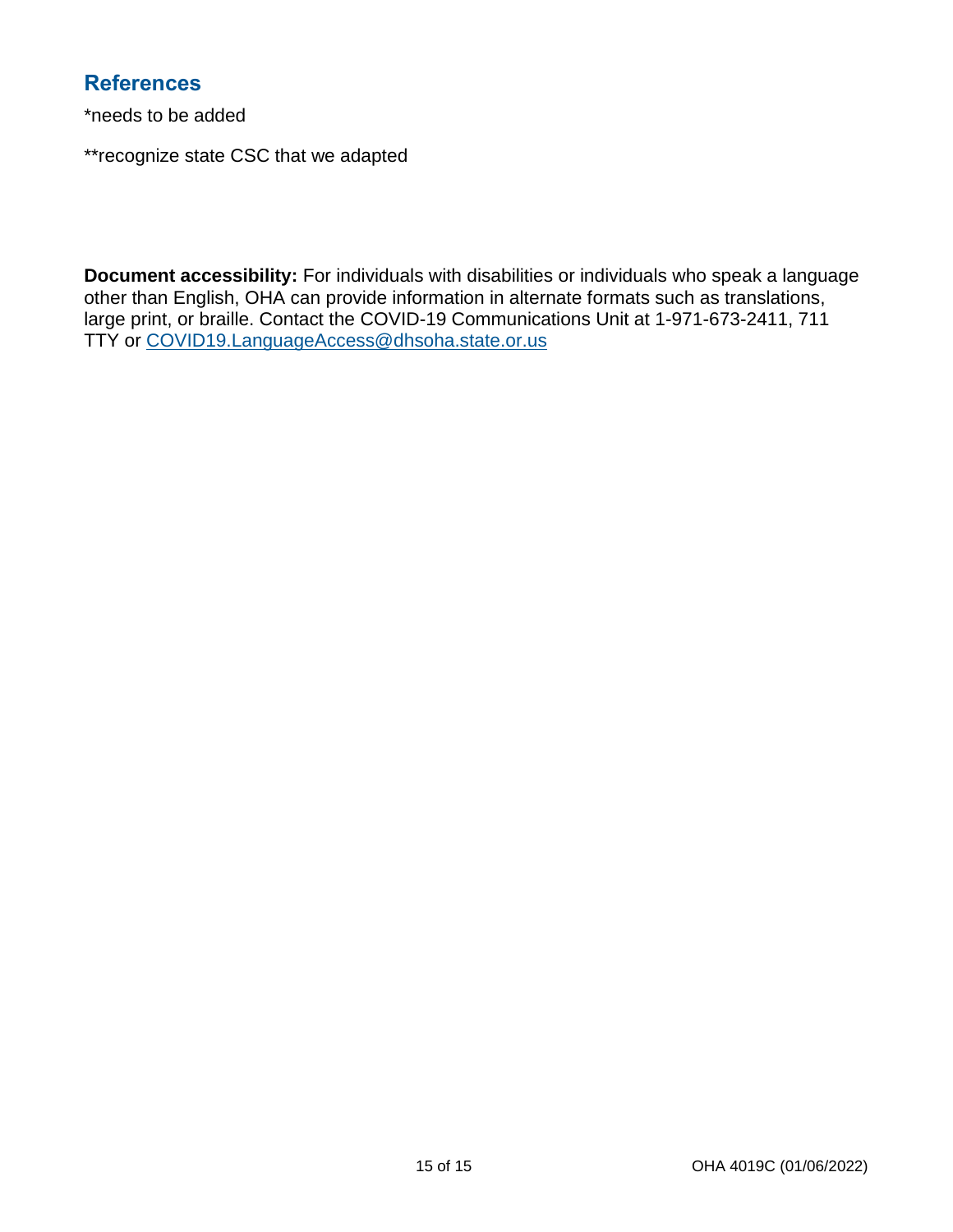## References

*needs to be added

**recognize state CSC that we adapted

**Document accessibility:** For individuals with disabilities or individuals who speak a language other than English, OHA can provide information in alternate formats such as translations, large print, or braille. Contact the COVID-19 Communications Unit at 1-971-673-2411, 711 TTY or [COVID19.LanguageAccess@dhsoha.state.or.us](mailto:COVID19.LanguageAccess@dhsoha.state.or.us)

OHA 4019C (01/06/2022)